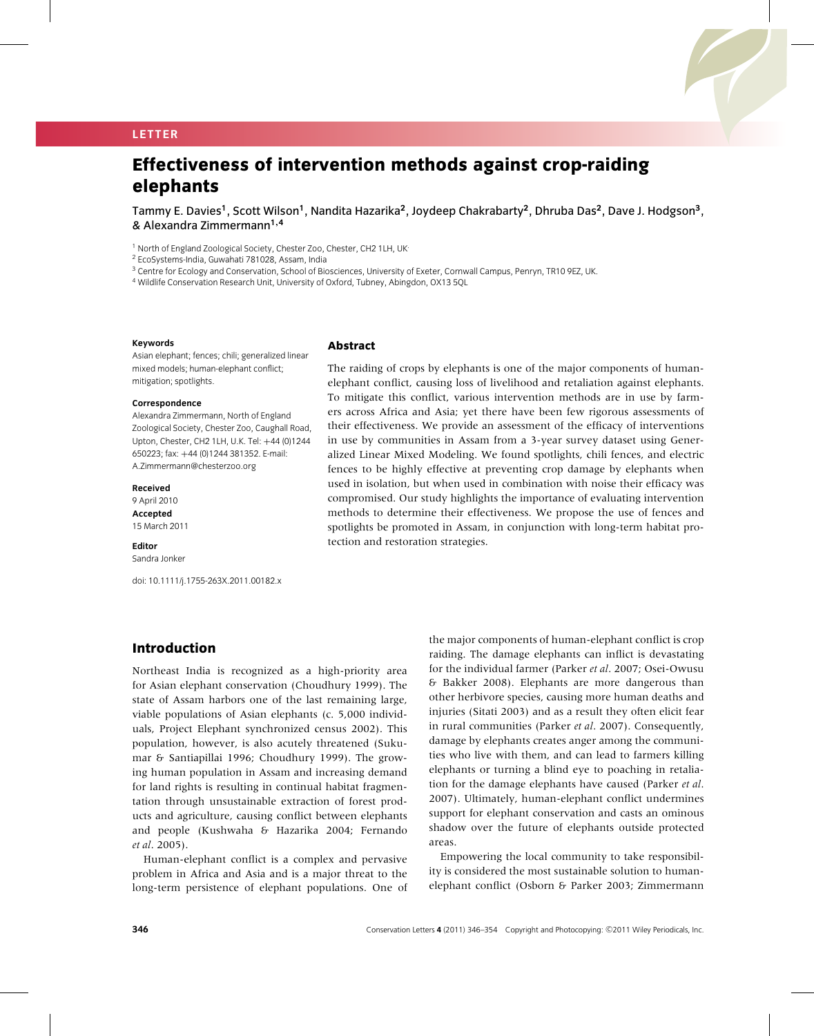LETTER

# Effectiveness of intervention methods against crop-raiding elephants

Tammy E. Davies[1], Scott Wilson[1], Nandita Hazarika[2], Joydeep Chakrabarty[2], Dhruba Das[2], Dave J. Hodgson[3], & Alexandra Zimmermann[1,4]

[1] North of England Zoological Society, Chester Zoo, Chester, CH2 1LH, UK.
[2] EcoSystems-India, Guwahati 781028, Assam, India
[3] Centre for Ecology and Conservation, School of Biosciences, University of Exeter, Cornwall Campus, Penryn, TR10 9EZ, UK.
[4] Wildlife Conservation Research Unit, University of Oxford, Tubney, Abingdon, OX13 5QL

**Keywords**
Asian elephant; fences; chili; generalized linear mixed models; human-elephant conflict; mitigation; spotlights.

**Correspondence**
Alexandra Zimmermann, North of England Zoological Society, Chester Zoo, Caughall Road, Upton, Chester, CH2 1LH, U.K. Tel: +44 (0)1244 650223; fax: +44 (0)1244 381352. E-mail: A.Zimmermann@chesterzoo.org

**Received**
9 April 2010

**Accepted**
15 March 2011

**Editor**
Sandra Jonker

doi: 10.1111/j.1755-263X.2011.00182.x

## Abstract

The raiding of crops by elephants is one of the major components of human-elephant conflict, causing loss of livelihood and retaliation against elephants. To mitigate this conflict, various intervention methods are in use by farmers across Africa and Asia; yet there have been few rigorous assessments of their effectiveness. We provide an assessment of the efficacy of interventions in use by communities in Assam from a 3-year survey dataset using Generalized Linear Mixed Modeling. We found spotlights, chili fences, and electric fences to be highly effective at preventing crop damage by elephants when used in isolation, but when used in combination with noise their efficacy was compromised. Our study highlights the importance of evaluating intervention methods to determine their effectiveness. We propose the use of fences and spotlights be promoted in Assam, in conjunction with long-term habitat protection and restoration strategies.

## Introduction

Northeast India is recognized as a high-priority area for Asian elephant conservation (Choudhury 1999). The state of Assam harbors one of the last remaining large, viable populations of Asian elephants (c. 5,000 individuals, Project Elephant synchronized census 2002). This population, however, is also acutely threatened (Sukumar & Santiapillai 1996; Choudhury 1999). The growing human population in Assam and increasing demand for land rights is resulting in continual habitat fragmentation through unsustainable extraction of forest products and agriculture, causing conflict between elephants and people (Kushwaha & Hazarika 2004; Fernando *et al*. 2005).

Human-elephant conflict is a complex and pervasive problem in Africa and Asia and is a major threat to the long-term persistence of elephant populations. One of the major components of human-elephant conflict is crop raiding. The damage elephants can inflict is devastating for the individual farmer (Parker *et al*. 2007; Osei-Owusu & Bakker 2008). Elephants are more dangerous than other herbivore species, causing more human deaths and injuries (Sitati 2003) and as a result they often elicit fear in rural communities (Parker *et al*. 2007). Consequently, damage by elephants creates anger among the communities who live with them, and can lead to farmers killing elephants or turning a blind eye to poaching in retaliation for the damage elephants have caused (Parker *et al*. 2007). Ultimately, human-elephant conflict undermines support for elephant conservation and casts an ominous shadow over the future of elephants outside protected areas.

Empowering the local community to take responsibility is considered the most sustainable solution to human-elephant conflict (Osborn & Parker 2003; Zimmermann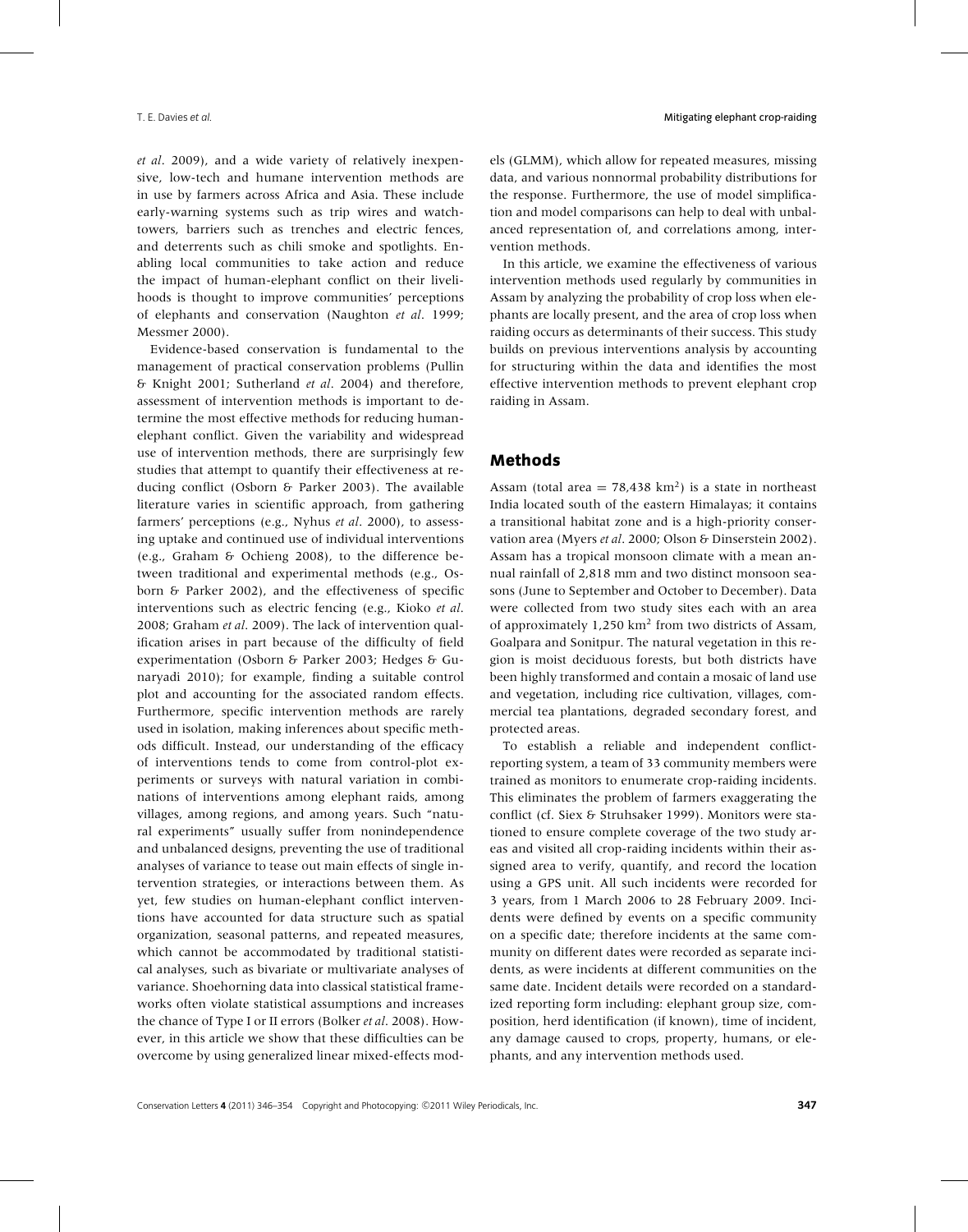*et al*. 2009), and a wide variety of relatively inexpensive, low-tech and humane intervention methods are in use by farmers across Africa and Asia. These include early-warning systems such as trip wires and watchtowers, barriers such as trenches and electric fences, and deterrents such as chili smoke and spotlights. Enabling local communities to take action and reduce the impact of human-elephant conflict on their livelihoods is thought to improve communities' perceptions of elephants and conservation (Naughton *et al*. 1999; Messmer 2000).

Evidence-based conservation is fundamental to the management of practical conservation problems (Pullin & Knight 2001; Sutherland *et al*. 2004) and therefore, assessment of intervention methods is important to determine the most effective methods for reducing human-elephant conflict. Given the variability and widespread use of intervention methods, there are surprisingly few studies that attempt to quantify their effectiveness at reducing conflict (Osborn & Parker 2003). The available literature varies in scientific approach, from gathering farmers' perceptions (e.g., Nyhus *et al*. 2000), to assessing uptake and continued use of individual interventions (e.g., Graham & Ochieng 2008), to the difference between traditional and experimental methods (e.g., Osborn & Parker 2002), and the effectiveness of specific interventions such as electric fencing (e.g., Kioko *et al*. 2008; Graham *et al*. 2009). The lack of intervention qualification arises in part because of the difficulty of field experimentation (Osborn & Parker 2003; Hedges & Gunaryadi 2010); for example, finding a suitable control plot and accounting for the associated random effects. Furthermore, specific intervention methods are rarely used in isolation, making inferences about specific methods difficult. Instead, our understanding of the efficacy of interventions tends to come from control-plot experiments or surveys with natural variation in combinations of interventions among elephant raids, among villages, among regions, and among years. Such "natural experiments" usually suffer from nonindependence and unbalanced designs, preventing the use of traditional analyses of variance to tease out main effects of single intervention strategies, or interactions between them. As yet, few studies on human-elephant conflict interventions have accounted for data structure such as spatial organization, seasonal patterns, and repeated measures, which cannot be accommodated by traditional statistical analyses, such as bivariate or multivariate analyses of variance. Shoehorning data into classical statistical frameworks often violate statistical assumptions and increases the chance of Type I or II errors (Bolker *et al*. 2008). However, in this article we show that these difficulties can be overcome by using generalized linear mixed-effects models (GLMM), which allow for repeated measures, missing data, and various nonnormal probability distributions for the response. Furthermore, the use of model simplification and model comparisons can help to deal with unbalanced representation of, and correlations among, intervention methods.

In this article, we examine the effectiveness of various intervention methods used regularly by communities in Assam by analyzing the probability of crop loss when elephants are locally present, and the area of crop loss when raiding occurs as determinants of their success. This study builds on previous interventions analysis by accounting for structuring within the data and identifies the most effective intervention methods to prevent elephant crop raiding in Assam.

## Methods

Assam (total area = 78,438 km$^2$) is a state in northeast India located south of the eastern Himalayas; it contains a transitional habitat zone and is a high-priority conservation area (Myers *et al*. 2000; Olson & Dinserstein 2002). Assam has a tropical monsoon climate with a mean annual rainfall of 2,818 mm and two distinct monsoon seasons (June to September and October to December). Data were collected from two study sites each with an area of approximately 1,250 km$^2$ from two districts of Assam, Goalpara and Sonitpur. The natural vegetation in this region is moist deciduous forests, but both districts have been highly transformed and contain a mosaic of land use and vegetation, including rice cultivation, villages, commercial tea plantations, degraded secondary forest, and protected areas.

To establish a reliable and independent conflict-reporting system, a team of 33 community members were trained as monitors to enumerate crop-raiding incidents. This eliminates the problem of farmers exaggerating the conflict (cf. Siex & Struhsaker 1999). Monitors were stationed to ensure complete coverage of the two study areas and visited all crop-raiding incidents within their assigned area to verify, quantify, and record the location using a GPS unit. All such incidents were recorded for 3 years, from 1 March 2006 to 28 February 2009. Incidents were defined by events on a specific community on a specific date; therefore incidents at the same community on different dates were recorded as separate incidents, as were incidents at different communities on the same date. Incident details were recorded on a standardized reporting form including: elephant group size, composition, herd identification (if known), time of incident, any damage caused to crops, property, humans, or elephants, and any intervention methods used.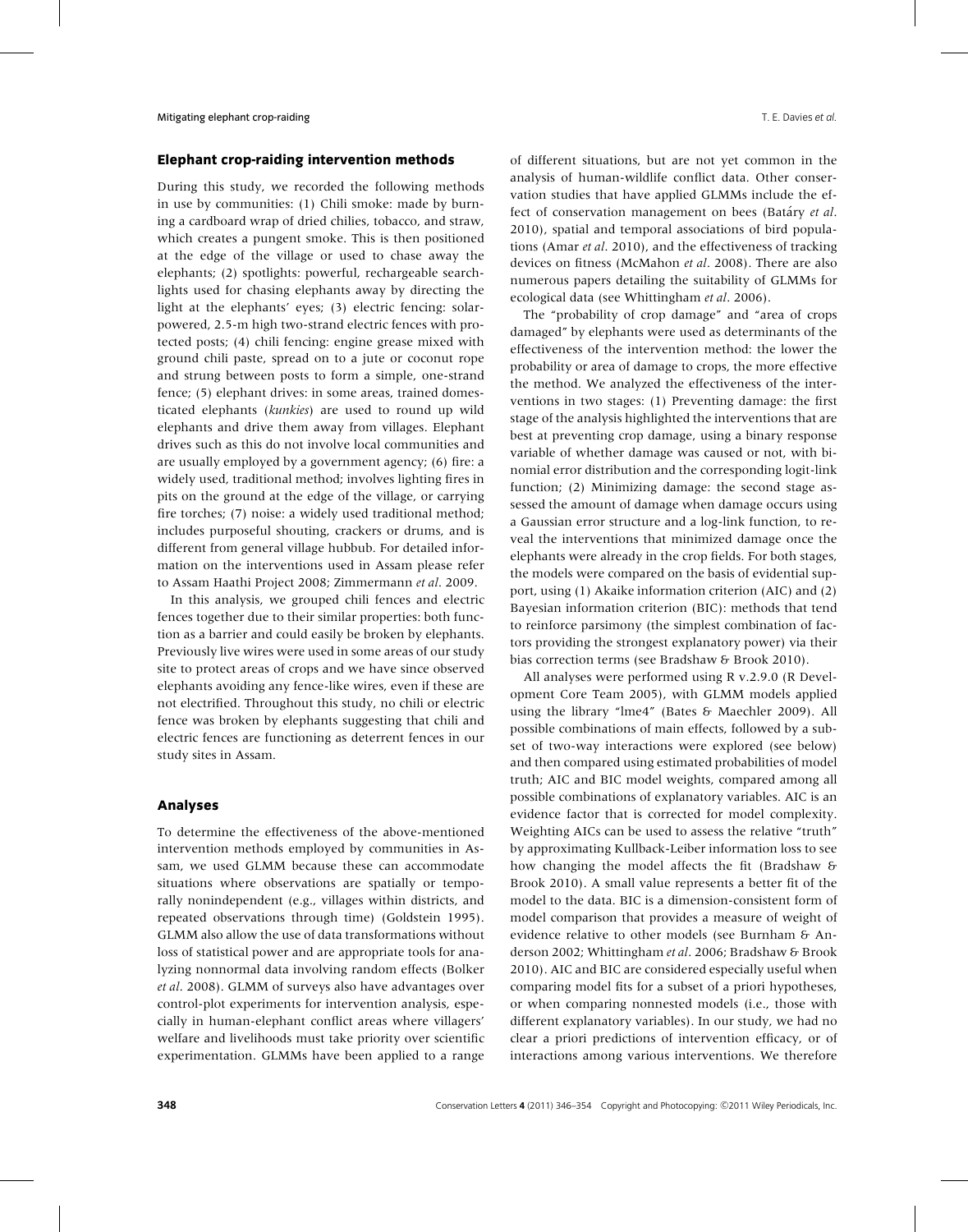### Elephant crop-raiding intervention methods

During this study, we recorded the following methods in use by communities: (1) Chili smoke: made by burning a cardboard wrap of dried chilies, tobacco, and straw, which creates a pungent smoke. This is then positioned at the edge of the village or used to chase away the elephants; (2) spotlights: powerful, rechargeable searchlights used for chasing elephants away by directing the light at the elephants' eyes; (3) electric fencing: solar-powered, 2.5-m high two-strand electric fences with protected posts; (4) chili fencing: engine grease mixed with ground chili paste, spread on to a jute or coconut rope and strung between posts to form a simple, one-strand fence; (5) elephant drives: in some areas, trained domesticated elephants (*kunkies*) are used to round up wild elephants and drive them away from villages. Elephant drives such as this do not involve local communities and are usually employed by a government agency; (6) fire: a widely used, traditional method; involves lighting fires in pits on the ground at the edge of the village, or carrying fire torches; (7) noise: a widely used traditional method; includes purposeful shouting, crackers or drums, and is different from general village hubbub. For detailed information on the interventions used in Assam please refer to Assam Haathi Project 2008; Zimmermann *et al*. 2009.

In this analysis, we grouped chili fences and electric fences together due to their similar properties: both function as a barrier and could easily be broken by elephants. Previously live wires were used in some areas of our study site to protect areas of crops and we have since observed elephants avoiding any fence-like wires, even if these are not electrified. Throughout this study, no chili or electric fence was broken by elephants suggesting that chili and electric fences are functioning as deterrent fences in our study sites in Assam.

### Analyses

To determine the effectiveness of the above-mentioned intervention methods employed by communities in Assam, we used GLMM because these can accommodate situations where observations are spatially or temporally nonindependent (e.g., villages within districts, and repeated observations through time) (Goldstein 1995). GLMM also allow the use of data transformations without loss of statistical power and are appropriate tools for analyzing nonnormal data involving random effects (Bolker *et al*. 2008). GLMM of surveys also have advantages over control-plot experiments for intervention analysis, especially in human-elephant conflict areas where villagers' welfare and livelihoods must take priority over scientific experimentation. GLMMs have been applied to a range of different situations, but are not yet common in the analysis of human-wildlife conflict data. Other conservation studies that have applied GLMMs include the effect of conservation management on bees (Batáry *et al*. 2010), spatial and temporal associations of bird populations (Amar *et al*. 2010), and the effectiveness of tracking devices on fitness (McMahon *et al*. 2008). There are also numerous papers detailing the suitability of GLMMs for ecological data (see Whittingham *et al*. 2006).

The "probability of crop damage" and "area of crops damaged" by elephants were used as determinants of the effectiveness of the intervention method: the lower the probability or area of damage to crops, the more effective the method. We analyzed the effectiveness of the interventions in two stages: (1) Preventing damage: the first stage of the analysis highlighted the interventions that are best at preventing crop damage, using a binary response variable of whether damage was caused or not, with binomial error distribution and the corresponding logit-link function; (2) Minimizing damage: the second stage assessed the amount of damage when damage occurs using a Gaussian error structure and a log-link function, to reveal the interventions that minimized damage once the elephants were already in the crop fields. For both stages, the models were compared on the basis of evidential support, using (1) Akaike information criterion (AIC) and (2) Bayesian information criterion (BIC): methods that tend to reinforce parsimony (the simplest combination of factors providing the strongest explanatory power) via their bias correction terms (see Bradshaw & Brook 2010).

All analyses were performed using R v.2.9.0 (R Development Core Team 2005), with GLMM models applied using the library "lme4" (Bates & Maechler 2009). All possible combinations of main effects, followed by a subset of two-way interactions were explored (see below) and then compared using estimated probabilities of model truth; AIC and BIC model weights, compared among all possible combinations of explanatory variables. AIC is an evidence factor that is corrected for model complexity. Weighting AICs can be used to assess the relative "truth" by approximating Kullback-Leiber information loss to see how changing the model affects the fit (Bradshaw & Brook 2010). A small value represents a better fit of the model to the data. BIC is a dimension-consistent form of model comparison that provides a measure of weight of evidence relative to other models (see Burnham & Anderson 2002; Whittingham *et al*. 2006; Bradshaw & Brook 2010). AIC and BIC are considered especially useful when comparing model fits for a subset of a priori hypotheses, or when comparing nonnested models (i.e., those with different explanatory variables). In our study, we had no clear a priori predictions of intervention efficacy, or of interactions among various interventions. We therefore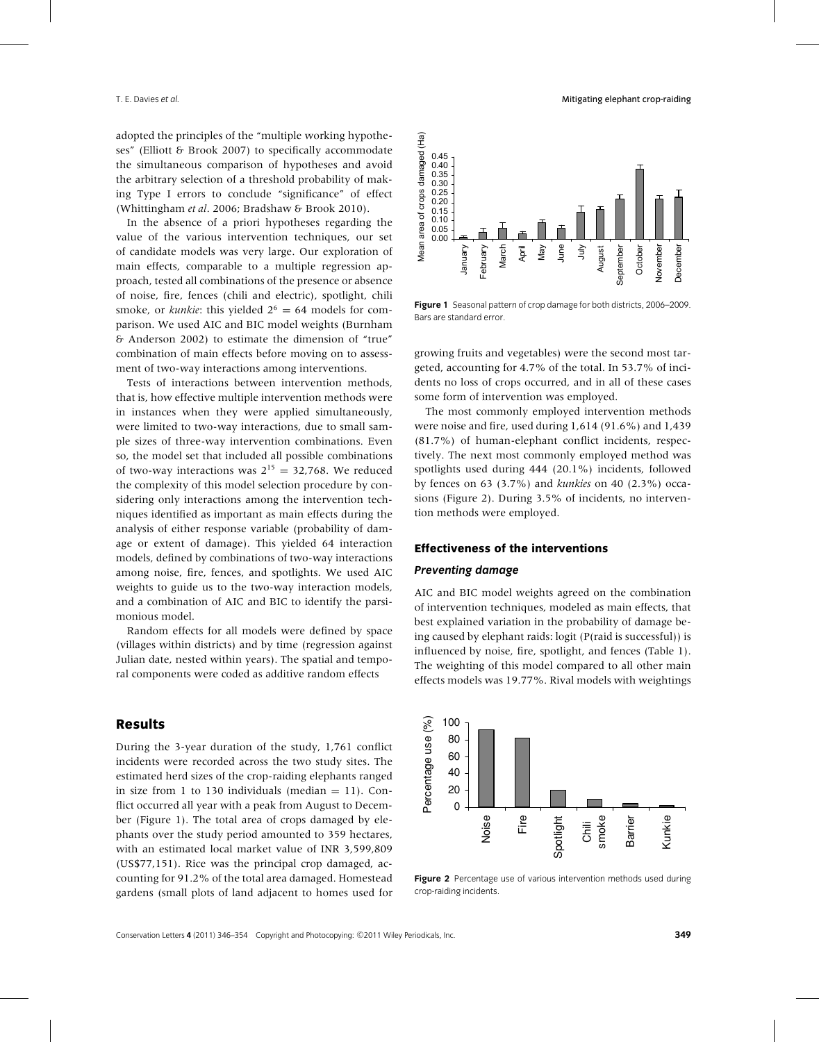adopted the principles of the "multiple working hypotheses" (Elliott & Brook 2007) to specifically accommodate the simultaneous comparison of hypotheses and avoid the arbitrary selection of a threshold probability of making Type I errors to conclude "significance" of effect (Whittingham *et al*. 2006; Bradshaw & Brook 2010).

In the absence of a priori hypotheses regarding the value of the various intervention techniques, our set of candidate models was very large. Our exploration of main effects, comparable to a multiple regression approach, tested all combinations of the presence or absence of noise, fire, fences (chili and electric), spotlight, chili smoke, or *kunkie*: this yielded $2^6 = 64$ models for comparison. We used AIC and BIC model weights (Burnham & Anderson 2002) to estimate the dimension of "true" combination of main effects before moving on to assessment of two-way interactions among interventions.

Tests of interactions between intervention methods, that is, how effective multiple intervention methods were in instances when they were applied simultaneously, were limited to two-way interactions, due to small sample sizes of three-way intervention combinations. Even so, the model set that included all possible combinations of two-way interactions was $2^{15} = 32{,}768$. We reduced the complexity of this model selection procedure by considering only interactions among the intervention techniques identified as important as main effects during the analysis of either response variable (probability of damage or extent of damage). This yielded 64 interaction models, defined by combinations of two-way interactions among noise, fire, fences, and spotlights. We used AIC weights to guide us to the two-way interaction models, and a combination of AIC and BIC to identify the parsimonious model.

Random effects for all models were defined by space (villages within districts) and by time (regression against Julian date, nested within years). The spatial and temporal components were coded as additive random effects

## Results

During the 3-year duration of the study, 1,761 conflict incidents were recorded across the two study sites. The estimated herd sizes of the crop-raiding elephants ranged in size from 1 to 130 individuals (median = 11). Conflict occurred all year with a peak from August to December (Figure 1). The total area of crops damaged by elephants over the study period amounted to 359 hectares, with an estimated local market value of INR 3,599,809 (US$77,151). Rice was the principal crop damaged, accounting for 91.2% of the total area damaged. Homestead gardens (small plots of land adjacent to homes used for growing fruits and vegetables) were the second most targeted, accounting for 4.7% of the total. In 53.7% of incidents no loss of crops occurred, and in all of these cases some form of intervention was employed.

**Figure 1** Seasonal pattern of crop damage for both districts, 2006–2009. Bars are standard error.

The most commonly employed intervention methods were noise and fire, used during 1,614 (91.6%) and 1,439 (81.7%) of human-elephant conflict incidents, respectively. The next most commonly employed method was spotlights used during 444 (20.1%) incidents, followed by fences on 63 (3.7%) and *kunkies* on 40 (2.3%) occasions (Figure 2). During 3.5% of incidents, no intervention methods were employed.

### Effectiveness of the interventions

#### Preventing damage

AIC and BIC model weights agreed on the combination of intervention techniques, modeled as main effects, that best explained variation in the probability of damage being caused by elephant raids: logit (P(raid is successful)) is influenced by noise, fire, spotlight, and fences (Table 1). The weighting of this model compared to all other main effects models was 19.77%. Rival models with weightings

**Figure 2** Percentage use of various intervention methods used during crop-raiding incidents.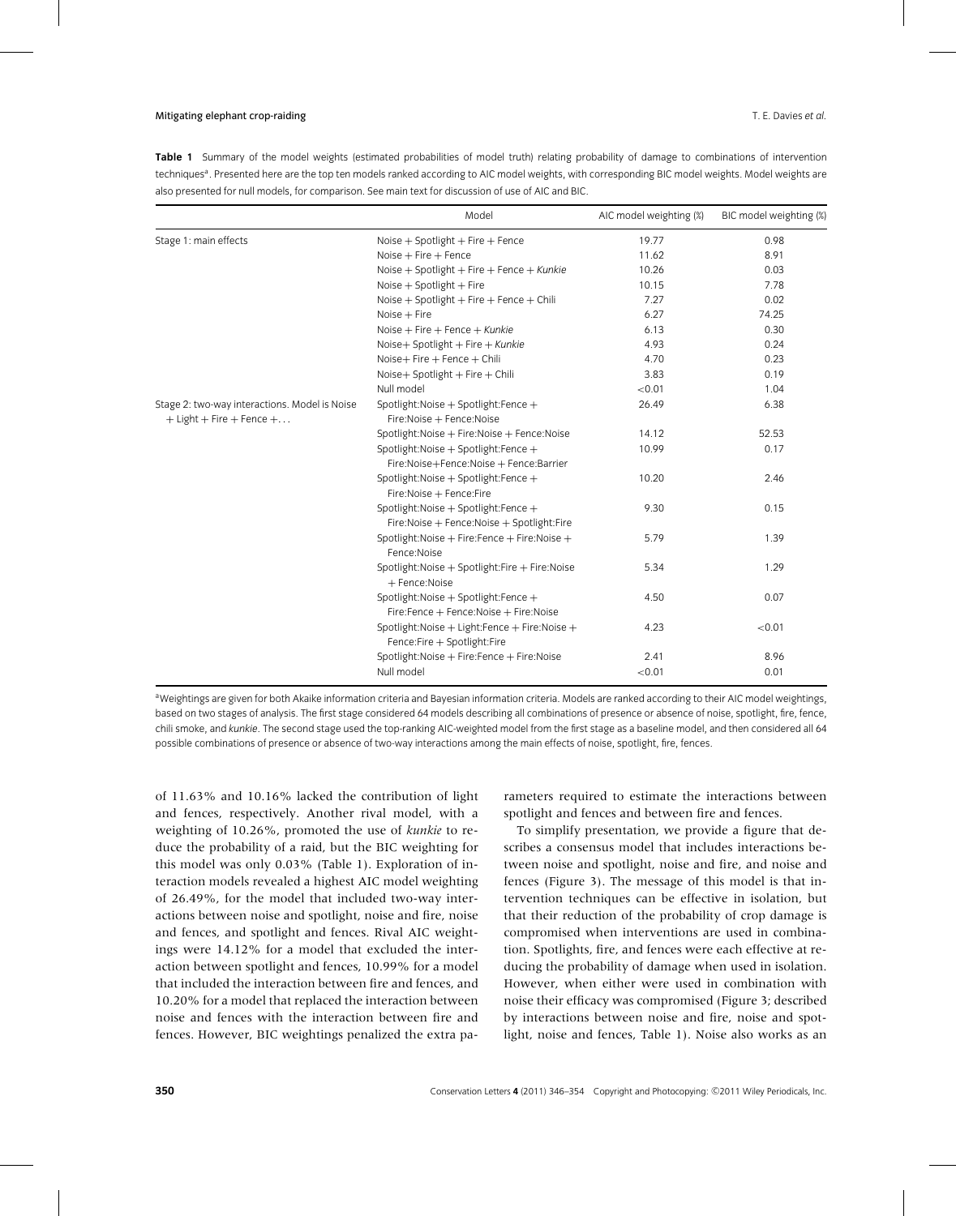**Table 1** Summary of the model weights (estimated probabilities of model truth) relating probability of damage to combinations of intervention techniques[a]. Presented here are the top ten models ranked according to AIC model weights, with corresponding BIC model weights. Model weights are also presented for null models, for comparison. See main text for discussion of use of AIC and BIC.

| | Model | AIC model weighting (%) | BIC model weighting (%) |
|---|---|---|---|
| Stage 1: main effects | Noise + Spotlight + Fire + Fence | 19.77 | 0.98 |
| | Noise + Fire + Fence | 11.62 | 8.91 |
| | Noise + Spotlight + Fire + Fence + *Kunkie* | 10.26 | 0.03 |
| | Noise + Spotlight + Fire | 10.15 | 7.78 |
| | Noise + Spotlight + Fire + Fence + Chili | 7.27 | 0.02 |
| | Noise + Fire | 6.27 | 74.25 |
| | Noise + Fire + Fence + *Kunkie* | 6.13 | 0.30 |
| | Noise+ Spotlight + Fire + *Kunkie* | 4.93 | 0.24 |
| | Noise+ Fire + Fence + Chili | 4.70 | 0.23 |
| | Noise+ Spotlight + Fire + Chili | 3.83 | 0.19 |
| | Null model | <0.01 | 1.04 |
| Stage 2: two-way interactions. Model is Noise + Light + Fire + Fence +… | Spotlight:Noise + Spotlight:Fence + Fire:Noise + Fence:Noise | 26.49 | 6.38 |
| | Spotlight:Noise + Fire:Noise + Fence:Noise | 14.12 | 52.53 |
| | Spotlight:Noise + Spotlight:Fence + Fire:Noise+Fence:Noise + Fence:Barrier | 10.99 | 0.17 |
| | Spotlight:Noise + Spotlight:Fence + Fire:Noise + Fence:Fire | 10.20 | 2.46 |
| | Spotlight:Noise + Spotlight:Fence + Fire:Noise + Fence:Noise + Spotlight:Fire | 9.30 | 0.15 |
| | Spotlight:Noise + Fire:Fence + Fire:Noise + Fence:Noise | 5.79 | 1.39 |
| | Spotlight:Noise + Spotlight:Fire + Fire:Noise + Fence:Noise | 5.34 | 1.29 |
| | Spotlight:Noise + Spotlight:Fence + Fire:Fence + Fence:Noise + Fire:Noise | 4.50 | 0.07 |
| | Spotlight:Noise + Light:Fence + Fire:Noise + Fence:Fire + Spotlight:Fire | 4.23 | <0.01 |
| | Spotlight:Noise + Fire:Fence + Fire:Noise | 2.41 | 8.96 |
| | Null model | <0.01 | 0.01 |

[a]Weightings are given for both Akaike information criteria and Bayesian information criteria. Models are ranked according to their AIC model weightings, based on two stages of analysis. The first stage considered 64 models describing all combinations of presence or absence of noise, spotlight, fire, fence, chili smoke, and *kunkie*. The second stage used the top-ranking AIC-weighted model from the first stage as a baseline model, and then considered all 64 possible combinations of presence or absence of two-way interactions among the main effects of noise, spotlight, fire, fences.

of 11.63% and 10.16% lacked the contribution of light and fences, respectively. Another rival model, with a weighting of 10.26%, promoted the use of *kunkie* to reduce the probability of a raid, but the BIC weighting for this model was only 0.03% (Table 1). Exploration of interaction models revealed a highest AIC model weighting of 26.49%, for the model that included two-way interactions between noise and spotlight, noise and fire, noise and fences, and spotlight and fences. Rival AIC weightings were 14.12% for a model that excluded the interaction between spotlight and fences, 10.99% for a model that included the interaction between fire and fences, and 10.20% for a model that replaced the interaction between noise and fences with the interaction between fire and fences. However, BIC weightings penalized the extra parameters required to estimate the interactions between spotlight and fences and between fire and fences.

To simplify presentation, we provide a figure that describes a consensus model that includes interactions between noise and spotlight, noise and fire, and noise and fences (Figure 3). The message of this model is that intervention techniques can be effective in isolation, but that their reduction of the probability of crop damage is compromised when interventions are used in combination. Spotlights, fire, and fences were each effective at reducing the probability of damage when used in isolation. However, when either were used in combination with noise their efficacy was compromised (Figure 3; described by interactions between noise and fire, noise and spotlight, noise and fences, Table 1). Noise also works as an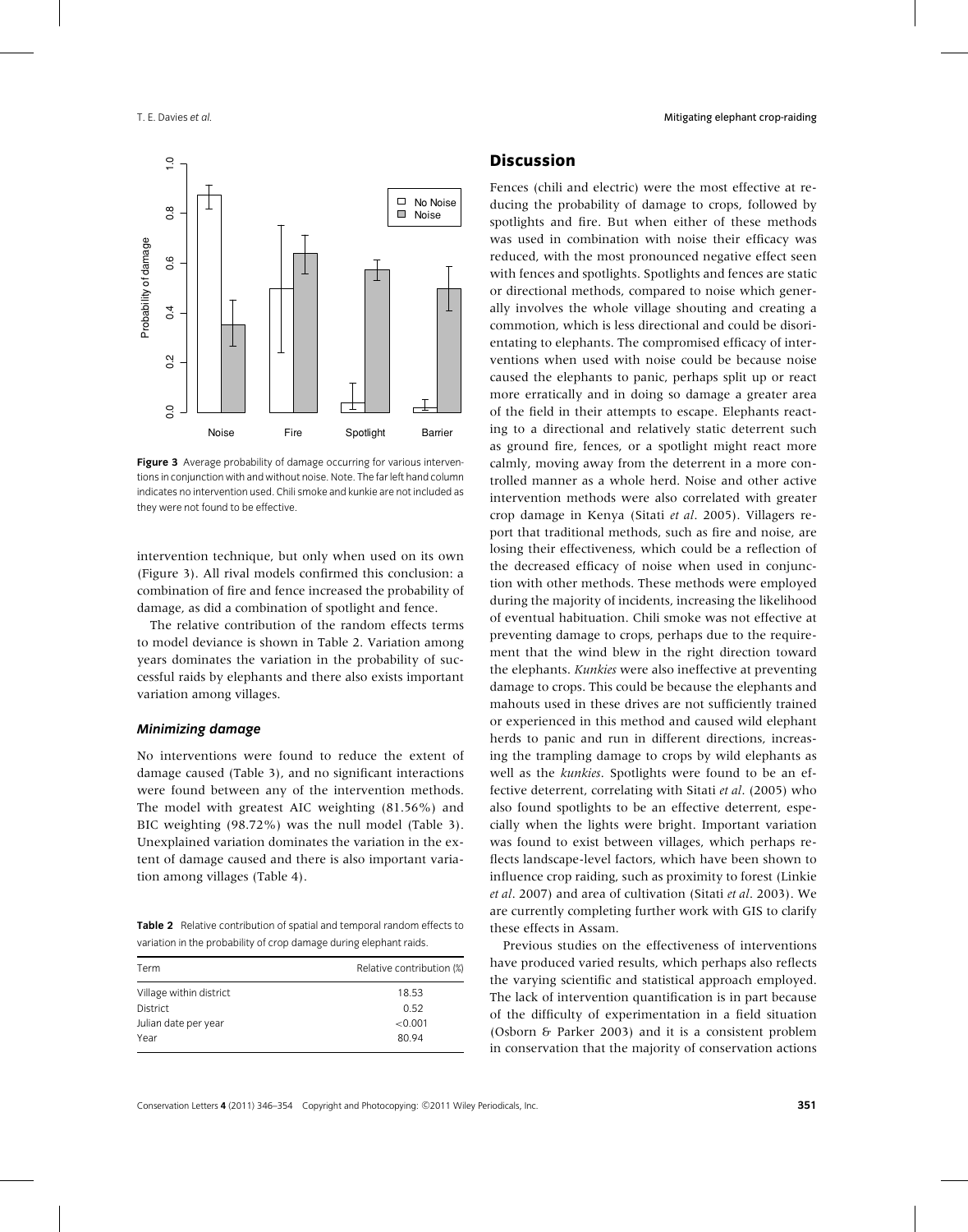Figure 3 Average probability of damage occurring for various interventions in conjunction with and without noise. Note. The far left hand column indicates no intervention used. Chili smoke and kunkie are not included as they were not found to be effective.

intervention technique, but only when used on its own (Figure 3). All rival models confirmed this conclusion: a combination of fire and fence increased the probability of damage, as did a combination of spotlight and fence.

The relative contribution of the random effects terms to model deviance is shown in Table 2. Variation among years dominates the variation in the probability of successful raids by elephants and there also exists important variation among villages.

### Minimizing damage

No interventions were found to reduce the extent of damage caused (Table 3), and no significant interactions were found between any of the intervention methods. The model with greatest AIC weighting (81.56%) and BIC weighting (98.72%) was the null model (Table 3). Unexplained variation dominates the variation in the extent of damage caused and there is also important variation among villages (Table 4).

**Table 2** Relative contribution of spatial and temporal random effects to variation in the probability of crop damage during elephant raids.

| Term | Relative contribution (%) |
| --- | --- |
| Village within district | 18.53 |
| District | 0.52 |
| Julian date per year | <0.001 |
| Year | 80.94 |

## Discussion

Fences (chili and electric) were the most effective at reducing the probability of damage to crops, followed by spotlights and fire. But when either of these methods was used in combination with noise their efficacy was reduced, with the most pronounced negative effect seen with fences and spotlights. Spotlights and fences are static or directional methods, compared to noise which generally involves the whole village shouting and creating a commotion, which is less directional and could be disorientating to elephants. The compromised efficacy of interventions when used with noise could be because noise caused the elephants to panic, perhaps split up or react more erratically and in doing so damage a greater area of the field in their attempts to escape. Elephants reacting to a directional and relatively static deterrent such as ground fire, fences, or a spotlight might react more calmly, moving away from the deterrent in a more controlled manner as a whole herd. Noise and other active intervention methods were also correlated with greater crop damage in Kenya (Sitati *et al*. 2005). Villagers report that traditional methods, such as fire and noise, are losing their effectiveness, which could be a reflection of the decreased efficacy of noise when used in conjunction with other methods. These methods were employed during the majority of incidents, increasing the likelihood of eventual habituation. Chili smoke was not effective at preventing damage to crops, perhaps due to the requirement that the wind blew in the right direction toward the elephants. *Kunkies* were also ineffective at preventing damage to crops. This could be because the elephants and mahouts used in these drives are not sufficiently trained or experienced in this method and caused wild elephant herds to panic and run in different directions, increasing the trampling damage to crops by wild elephants as well as the *kunkies*. Spotlights were found to be an effective deterrent, correlating with Sitati *et al*. (2005) who also found spotlights to be an effective deterrent, especially when the lights were bright. Important variation was found to exist between villages, which perhaps reflects landscape-level factors, which have been shown to influence crop raiding, such as proximity to forest (Linkie *et al*. 2007) and area of cultivation (Sitati *et al*. 2003). We are currently completing further work with GIS to clarify these effects in Assam.

Previous studies on the effectiveness of interventions have produced varied results, which perhaps also reflects the varying scientific and statistical approach employed. The lack of intervention quantification is in part because of the difficulty of experimentation in a field situation (Osborn & Parker 2003) and it is a consistent problem in conservation that the majority of conservation actions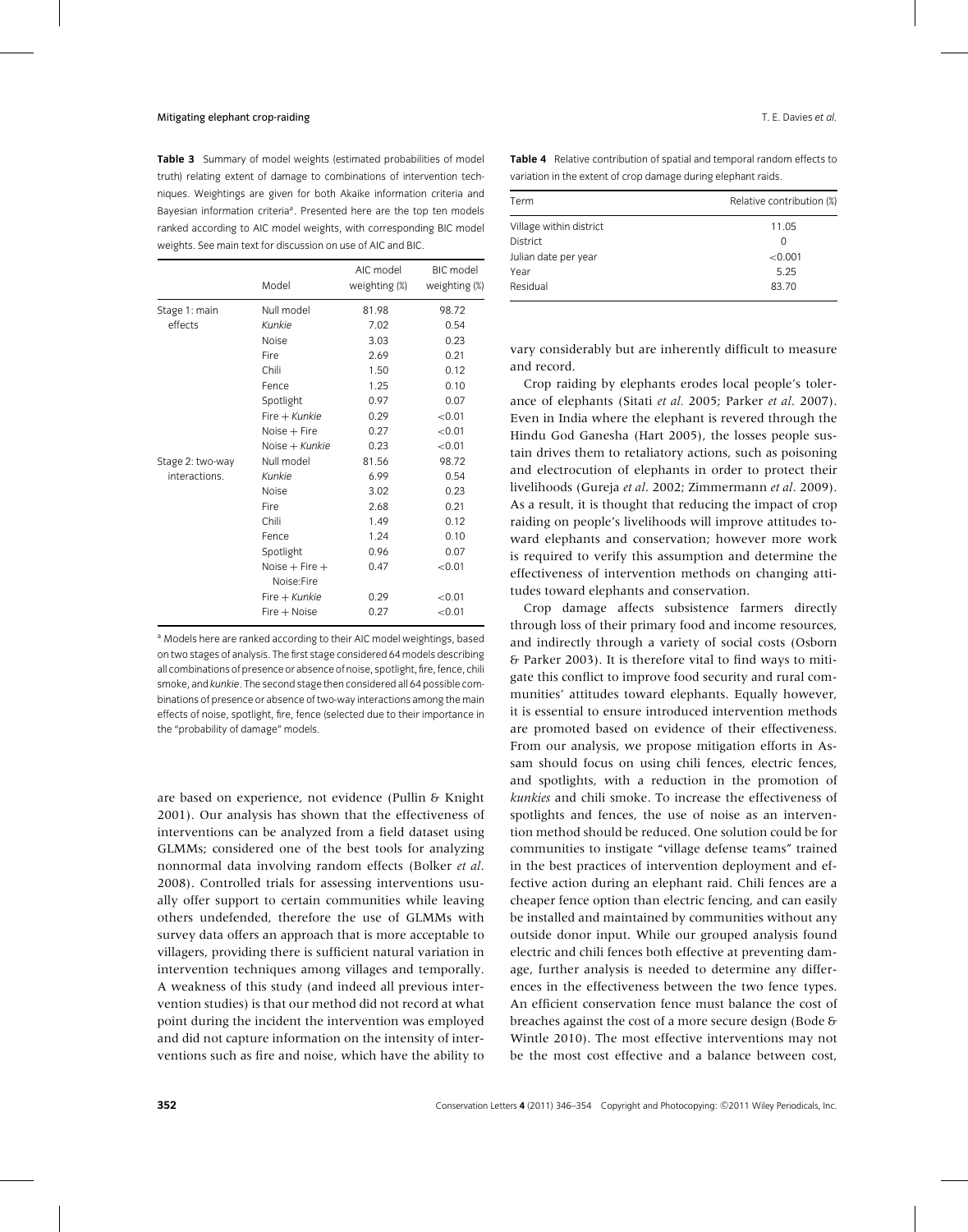**Table 3** Summary of model weights (estimated probabilities of model truth) relating extent of damage to combinations of intervention techniques. Weightings are given for both Akaike information criteria and Bayesian information criteria[a]. Presented here are the top ten models ranked according to AIC model weights, with corresponding BIC model weights. See main text for discussion on use of AIC and BIC.

| | Model | AIC model weighting (%) | BIC model weighting (%) |
|---|---|---|---|
| Stage 1: main effects | Null model | 81.98 | 98.72 |
| | *Kunkie* | 7.02 | 0.54 |
| | Noise | 3.03 | 0.23 |
| | Fire | 2.69 | 0.21 |
| | Chili | 1.50 | 0.12 |
| | Fence | 1.25 | 0.10 |
| | Spotlight | 0.97 | 0.07 |
| | Fire + *Kunkie* | 0.29 | <0.01 |
| | Noise + Fire | 0.27 | <0.01 |
| | Noise + *Kunkie* | 0.23 | <0.01 |
| Stage 2: two-way interactions. | Null model | 81.56 | 98.72 |
| | *Kunkie* | 6.99 | 0.54 |
| | Noise | 3.02 | 0.23 |
| | Fire | 2.68 | 0.21 |
| | Chili | 1.49 | 0.12 |
| | Fence | 1.24 | 0.10 |
| | Spotlight | 0.96 | 0.07 |
| | Noise + Fire + Noise:Fire | 0.47 | <0.01 |
| | Fire + *Kunkie* | 0.29 | <0.01 |
| | Fire + Noise | 0.27 | <0.01 |

[a] Models here are ranked according to their AIC model weightings, based on two stages of analysis. The first stage considered 64 models describing all combinations of presence or absence of noise, spotlight, fire, fence, chili smoke, and *kunkie*. The second stage then considered all 64 possible combinations of presence or absence of two-way interactions among the main effects of noise, spotlight, fire, fence (selected due to their importance in the "probability of damage" models.

are based on experience, not evidence (Pullin & Knight 2001). Our analysis has shown that the effectiveness of interventions can be analyzed from a field dataset using GLMMs; considered one of the best tools for analyzing nonnormal data involving random effects (Bolker *et al*. 2008). Controlled trials for assessing interventions usually offer support to certain communities while leaving others undefended, therefore the use of GLMMs with survey data offers an approach that is more acceptable to villagers, providing there is sufficient natural variation in intervention techniques among villages and temporally. A weakness of this study (and indeed all previous intervention studies) is that our method did not record at what point during the incident the intervention was employed and did not capture information on the intensity of interventions such as fire and noise, which have the ability to vary considerably but are inherently difficult to measure and record.

**Table 4** Relative contribution of spatial and temporal random effects to variation in the extent of crop damage during elephant raids.

| Term | Relative contribution (%) |
|---|---|
| Village within district | 11.05 |
| District | 0 |
| Julian date per year | <0.001 |
| Year | 5.25 |
| Residual | 83.70 |

Crop raiding by elephants erodes local people's tolerance of elephants (Sitati *et al.* 2005; Parker *et al*. 2007). Even in India where the elephant is revered through the Hindu God Ganesha (Hart 2005), the losses people sustain drives them to retaliatory actions, such as poisoning and electrocution of elephants in order to protect their livelihoods (Gureja *et al*. 2002; Zimmermann *et al*. 2009). As a result, it is thought that reducing the impact of crop raiding on people's livelihoods will improve attitudes toward elephants and conservation; however more work is required to verify this assumption and determine the effectiveness of intervention methods on changing attitudes toward elephants and conservation.

Crop damage affects subsistence farmers directly through loss of their primary food and income resources, and indirectly through a variety of social costs (Osborn & Parker 2003). It is therefore vital to find ways to mitigate this conflict to improve food security and rural communities' attitudes toward elephants. Equally however, it is essential to ensure introduced intervention methods are promoted based on evidence of their effectiveness. From our analysis, we propose mitigation efforts in Assam should focus on using chili fences, electric fences, and spotlights, with a reduction in the promotion of *kunkies* and chili smoke. To increase the effectiveness of spotlights and fences, the use of noise as an intervention method should be reduced. One solution could be for communities to instigate "village defense teams" trained in the best practices of intervention deployment and effective action during an elephant raid. Chili fences are a cheaper fence option than electric fencing, and can easily be installed and maintained by communities without any outside donor input. While our grouped analysis found electric and chili fences both effective at preventing damage, further analysis is needed to determine any differences in the effectiveness between the two fence types. An efficient conservation fence must balance the cost of breaches against the cost of a more secure design (Bode & Wintle 2010). The most effective interventions may not be the most cost effective and a balance between cost,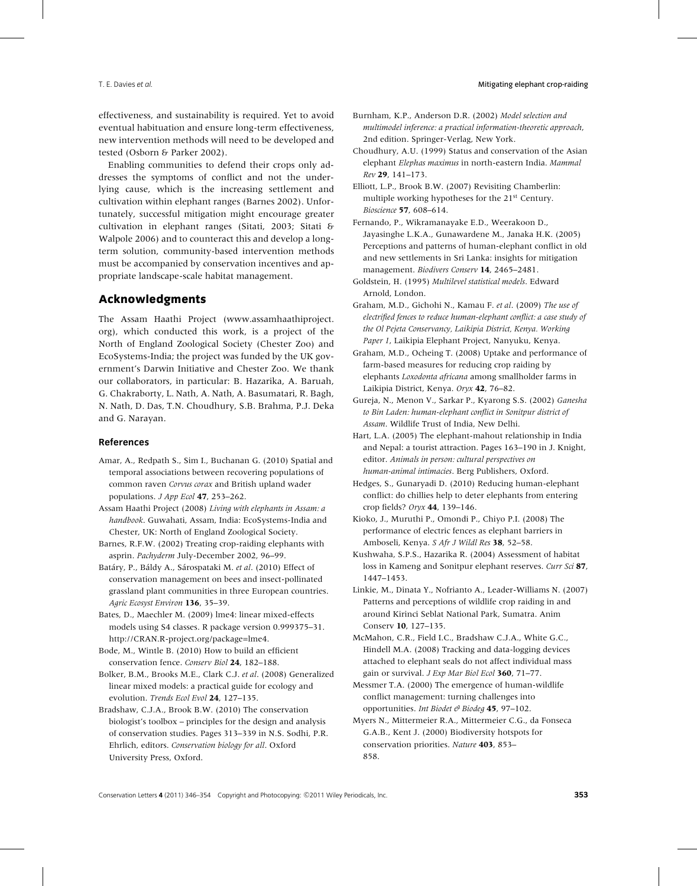effectiveness, and sustainability is required. Yet to avoid eventual habituation and ensure long-term effectiveness, new intervention methods will need to be developed and tested (Osborn & Parker 2002).

Enabling communities to defend their crops only addresses the symptoms of conflict and not the underlying cause, which is the increasing settlement and cultivation within elephant ranges (Barnes 2002). Unfortunately, successful mitigation might encourage greater cultivation in elephant ranges (Sitati, 2003; Sitati & Walpole 2006) and to counteract this and develop a long-term solution, community-based intervention methods must be accompanied by conservation incentives and appropriate landscape-scale habitat management.

## Acknowledgments

The Assam Haathi Project (www.assamhaathiproject.org), which conducted this work, is a project of the North of England Zoological Society (Chester Zoo) and EcoSystems-India; the project was funded by the UK government's Darwin Initiative and Chester Zoo. We thank our collaborators, in particular: B. Hazarika, A. Baruah, G. Chakraborty, L. Nath, A. Nath, A. Basumatari, R. Bagh, N. Nath, D. Das, T.N. Choudhury, S.B. Brahma, P.J. Deka and G. Narayan.

### References

Amar, A., Redpath S., Sim I., Buchanan G. (2010) Spatial and temporal associations between recovering populations of common raven *Corvus corax* and British upland wader populations. *J App Ecol* **47**, 253–262.

Assam Haathi Project (2008) *Living with elephants in Assam: a handbook*. Guwahati, Assam, India: EcoSystems-India and Chester, UK: North of England Zoological Society.

Barnes, R.F.W. (2002) Treating crop-raiding elephants with asprin. *Pachyderm* July-December 2002, 96–99.

Batáry, P., Báldy A., Sárospataki M. *et al*. (2010) Effect of conservation management on bees and insect-pollinated grassland plant communities in three European countries. *Agric Ecosyst Environ* **136**, 35–39.

Bates, D., Maechler M. (2009) lme4: linear mixed-effects models using S4 classes. R package version 0.999375–31. http://CRAN.R-project.org/package=lme4.

Bode, M., Wintle B. (2010) How to build an efficient conservation fence. *Conserv Biol* **24**, 182–188.

Bolker, B.M., Brooks M.E., Clark C.J. *et al*. (2008) Generalized linear mixed models: a practical guide for ecology and evolution. *Trends Ecol Evol* **24**, 127–135.

Bradshaw, C.J.A., Brook B.W. (2010) The conservation biologist's toolbox – principles for the design and analysis of conservation studies. Pages 313–339 in N.S. Sodhi, P.R. Ehrlich, editors. *Conservation biology for all*. Oxford University Press, Oxford.

Burnham, K.P., Anderson D.R. (2002) *Model selection and multimodel inference: a practical information-theoretic approach*, 2nd edition. Springer-Verlag, New York.

Choudhury, A.U. (1999) Status and conservation of the Asian elephant *Elephas maximus* in north-eastern India. *Mammal Rev* **29**, 141–173.

Elliott, L.P., Brook B.W. (2007) Revisiting Chamberlin: multiple working hypotheses for the 21st Century. *Bioscience* **57**, 608–614.

Fernando, P., Wikramanayake E.D., Weerakoon D., Jayasinghe L.K.A., Gunawardene M., Janaka H.K. (2005) Perceptions and patterns of human-elephant conflict in old and new settlements in Sri Lanka: insights for mitigation management. *Biodivers Conserv* **14**, 2465–2481.

Goldstein, H. (1995) *Multilevel statistical models*. Edward Arnold, London.

Graham, M.D., Gichohi N., Kamau F. *et al*. (2009) *The use of electrified fences to reduce human-elephant conflict: a case study of the Ol Pejeta Conservancy, Laikipia District, Kenya. Working Paper 1*, Laikipia Elephant Project, Nanyuku, Kenya.

Graham, M.D., Ocheing T. (2008) Uptake and performance of farm-based measures for reducing crop raiding by elephants *Loxodonta africana* among smallholder farms in Laikipia District, Kenya. *Oryx* **42**, 76–82.

Gureja, N., Menon V., Sarkar P., Kyarong S.S. (2002) *Ganesha to Bin Laden: human-elephant conflict in Sonitpur district of Assam*. Wildlife Trust of India, New Delhi.

Hart, L.A. (2005) The elephant-mahout relationship in India and Nepal: a tourist attraction. Pages 163–190 in J. Knight, editor. *Animals in person: cultural perspectives on human-animal intimacies*. Berg Publishers, Oxford.

Hedges, S., Gunaryadi D. (2010) Reducing human-elephant conflict: do chillies help to deter elephants from entering crop fields? *Oryx* **44**, 139–146.

Kioko, J., Muruthi P., Omondi P., Chiyo P.I. (2008) The performance of electric fences as elephant barriers in Amboseli, Kenya. *S Afr J Wildl Res* **38**, 52–58.

Kushwaha, S.P.S., Hazarika R. (2004) Assessment of habitat loss in Kameng and Sonitpur elephant reserves. *Curr Sci* **87**, 1447–1453.

Linkie, M., Dinata Y., Nofrianto A., Leader-Williams N. (2007) Patterns and perceptions of wildlife crop raiding in and around Kirinci Seblat National Park, Sumatra. Anim Conserv **10**, 127–135.

McMahon, C.R., Field I.C., Bradshaw C.J.A., White G.C., Hindell M.A. (2008) Tracking and data-logging devices attached to elephant seals do not affect individual mass gain or survival. *J Exp Mar Biol Ecol* **360**, 71–77.

Messmer T.A. (2000) The emergence of human-wildlife conflict management: turning challenges into opportunities. *Int Biodet & Biodeg* **45**, 97–102.

Myers N., Mittermeier R.A., Mittermeier C.G., da Fonseca G.A.B., Kent J. (2000) Biodiversity hotspots for conservation priorities. *Nature* **403**, 853–858.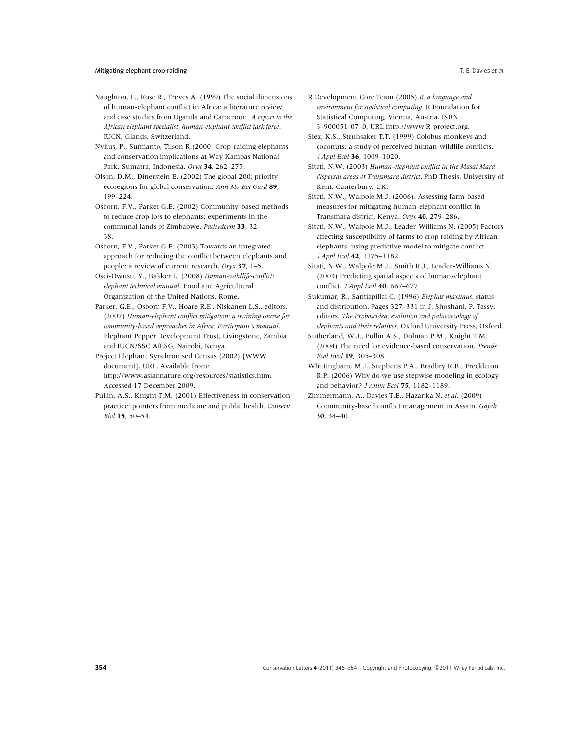Naughton, L., Rose R., Treves A. (1999) The social dimensions of human-elephant conflict in Africa: a literature review and case studies from Uganda and Cameroon. *A report to the African elephant specialist, human-elephant conflict task force*. IUCN, Glands, Switzerland.

Nyhus, P., Sumianto, Tilson R.(2000) Crop-raiding elephants and conservation implications at Way Kambas National Park, Sumatra, Indonesia. *Oryx* **34**, 262–275.

Olson, D.M., Dinerstein E. (2002) The global 200: priority ecoregions for global conservation. *Ann Mo Bot Gard* **89**, 199–224.

Osborn, F.V., Parker G.E. (2002) Community-based methods to reduce crop loss to elephants: experiments in the communal lands of Zimbabwe. *Pachyderm* **33**, 32–38.

Osborn, F.V., Parker G.E. (2003) Towards an integrated approach for reducing the conflict between elephants and people: a review of current research. *Oryx* **37**, 1–5.

Osei-Owusu, Y., Bakker L. (2008) *Human-wildlife-conflict: elephant technical manual*. Food and Agricultural Organization of the United Nations, Rome.

Parker, G.E., Osborn F.V., Hoare R.E., Niskanen L.S., editors. (2007) *Human-elephant conflict mitigation: a training course for community-based approaches in Africa. Participant's manual*. Elephant Pepper Development Trust, Livingstone, Zambia and IUCN/SSC AfESG, Nairobi, Kenya.

Project Elephant Synchronised Census (2002) [WWW document]. URL. Available from: http://www.asiannature.org/resources/statistics.htm. Accessed 17 December 2009.

Pullin, A.S., Knight T.M. (2001) Effectiveness in conservation practice: pointers from medicine and public health. *Conserv Biol* **15**, 50–54.

R Development Core Team (2005) *R: a language and environment for statistical computing*. R Foundation for Statistical Computing, Vienna, Austria. ISBN 3–900051-07–0, URL http://www.R-project.org.

Siex, K.S., Struhsaker T.T. (1999) Colobus monkeys and coconuts: a study of perceived human-wildlife conflicts. *J Appl Ecol* **36**, 1009–1020.

Sitati, N.W. (2003) *Human-elephant conflict in the Masai Mara dispersal areas of Transmara district*. PhD Thesis. University of Kent, Canterbury, UK.

Sitati, N.W., Walpole M.J. (2006). Assessing farm-based measures for mitigating human-elephant conflict in Transmara district, Kenya. *Oryx* **40**, 279–286.

Sitati, N.W., Walpole M.J., Leader-Williams N. (2005) Factors affecting susceptibility of farms to crop raiding by African elephants: using predictive model to mitigate conflict. *J Appl Ecol* **42**, 1175–1182.

Sitati, N.W., Walpole M.J., Smith R.J., Leader-Williams N. (2003) Predicting spatial aspects of human-elephant conflict. *J Appl Ecol* **40**, 667–677.

Sukumar, R., Santiapillai C. (1996) *Elephas maximus*: status and distribution. Pages 327–331 in J. Shoshani, P. Tassy, editors. *The Proboscidea; evolution and palaeoecology of elephants and their relatives.* Oxford University Press, Oxford.

Sutherland, W.J., Pullin A.S., Dolman P.M., Knight T.M. (2004) The need for evidence-based conservation. *Trends Ecol Evol* **19**, 305–308.

Whittingham, M.J., Stephens P.A., Bradbry R.B., Freckleton R.P. (2006) Why do we use stepwise modeling in ecology and behavior? *J Anim Ecol* **75**, 1182–1189.

Zimmermann, A., Davies T.E., Hazarika N. *et al*. (2009) Community-based conflict management in Assam. *Gajah* **30**, 34–40.